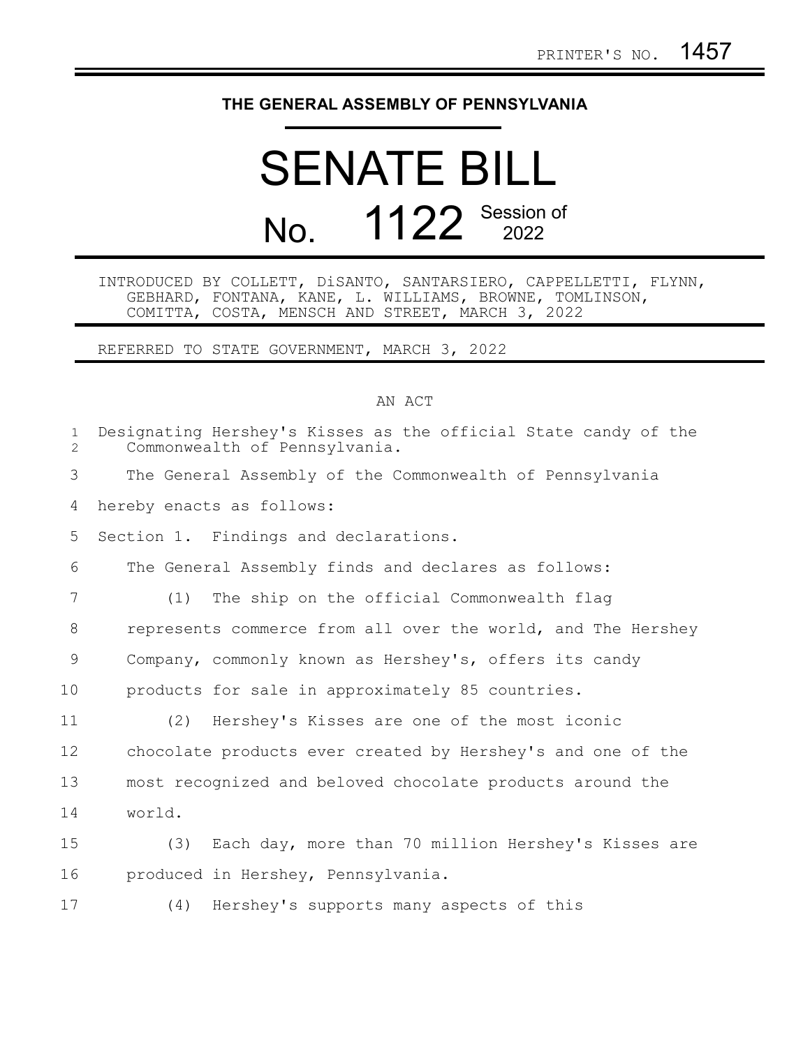PRINTER'S NO. 1457

# THE GENERAL ASSEMBLY OF PENNSYLVANIA

# SENATE BILL

## No. 1122 Session of 2022

INTRODUCED BY COLLETT, DiSANTO, SANTARSIERO, CAPPELLETTI, FLYNN, GEBHARD, FONTANA, KANE, L. WILLIAMS, BROWNE, TOMLINSON, COMITTA, COSTA, MENSCH AND STREET, MARCH 3, 2022

REFERRED TO STATE GOVERNMENT, MARCH 3, 2022

AN ACT

Designating Hershey's Kisses as the official State candy of the Commonwealth of Pennsylvania.

The General Assembly of the Commonwealth of Pennsylvania hereby enacts as follows:

Section 1. Findings and declarations.

The General Assembly finds and declares as follows:

(1) The ship on the official Commonwealth flag represents commerce from all over the world, and The Hershey Company, commonly known as Hershey's, offers its candy products for sale in approximately 85 countries.

(2) Hershey's Kisses are one of the most iconic chocolate products ever created by Hershey's and one of the most recognized and beloved chocolate products around the world.

(3) Each day, more than 70 million Hershey's Kisses are produced in Hershey, Pennsylvania.

(4) Hershey's supports many aspects of this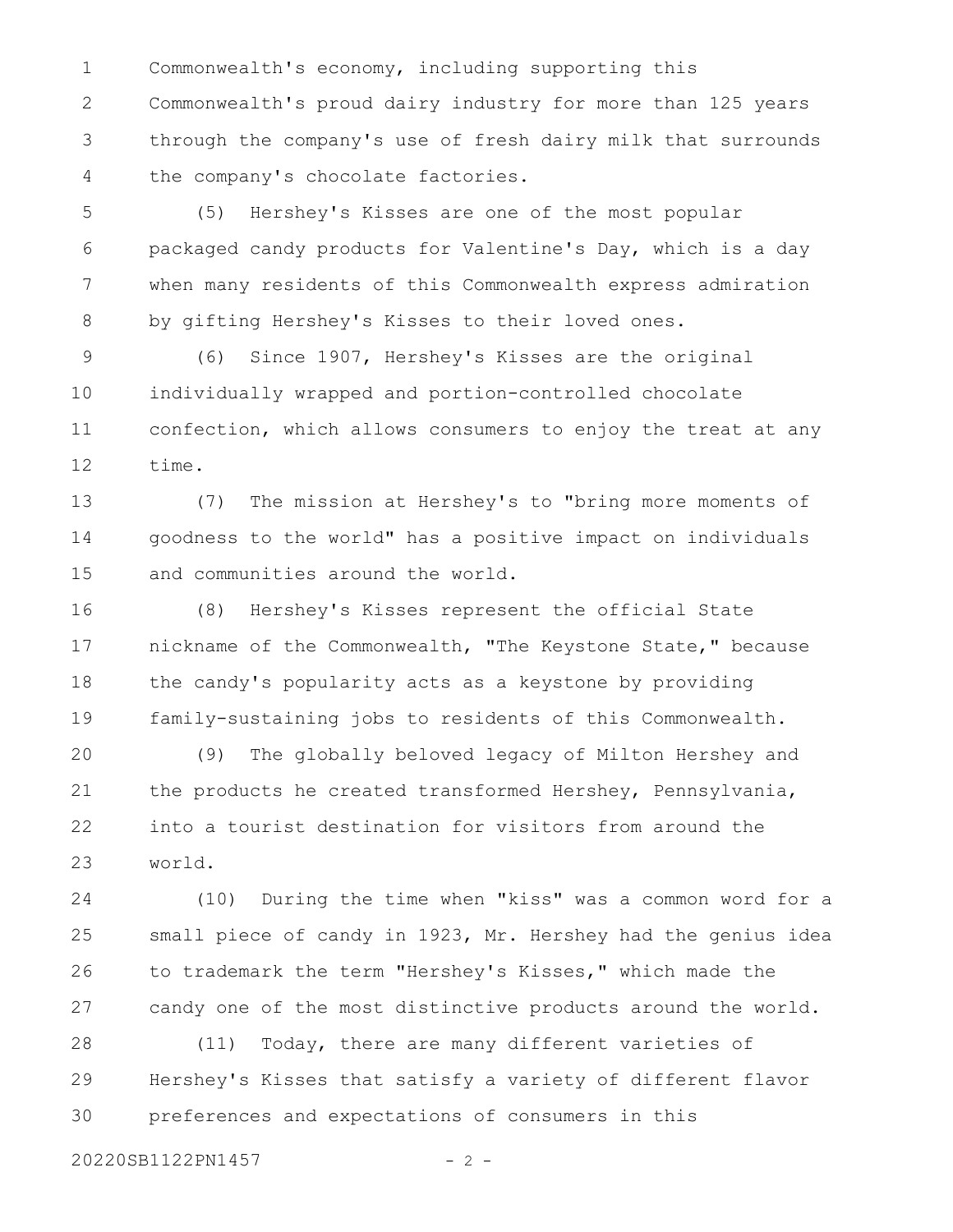Commonwealth's economy, including supporting this Commonwealth's proud dairy industry for more than 125 years through the company's use of fresh dairy milk that surrounds the company's chocolate factories.

(5) Hershey's Kisses are one of the most popular packaged candy products for Valentine's Day, which is a day when many residents of this Commonwealth express admiration by gifting Hershey's Kisses to their loved ones.

(6) Since 1907, Hershey's Kisses are the original individually wrapped and portion-controlled chocolate confection, which allows consumers to enjoy the treat at any time.

(7) The mission at Hershey's to "bring more moments of goodness to the world" has a positive impact on individuals and communities around the world.

(8) Hershey's Kisses represent the official State nickname of the Commonwealth, "The Keystone State," because the candy's popularity acts as a keystone by providing family-sustaining jobs to residents of this Commonwealth.

(9) The globally beloved legacy of Milton Hershey and the products he created transformed Hershey, Pennsylvania, into a tourist destination for visitors from around the world.

(10) During the time when "kiss" was a common word for a small piece of candy in 1923, Mr. Hershey had the genius idea to trademark the term "Hershey's Kisses," which made the candy one of the most distinctive products around the world.

(11) Today, there are many different varieties of Hershey's Kisses that satisfy a variety of different flavor preferences and expectations of consumers in this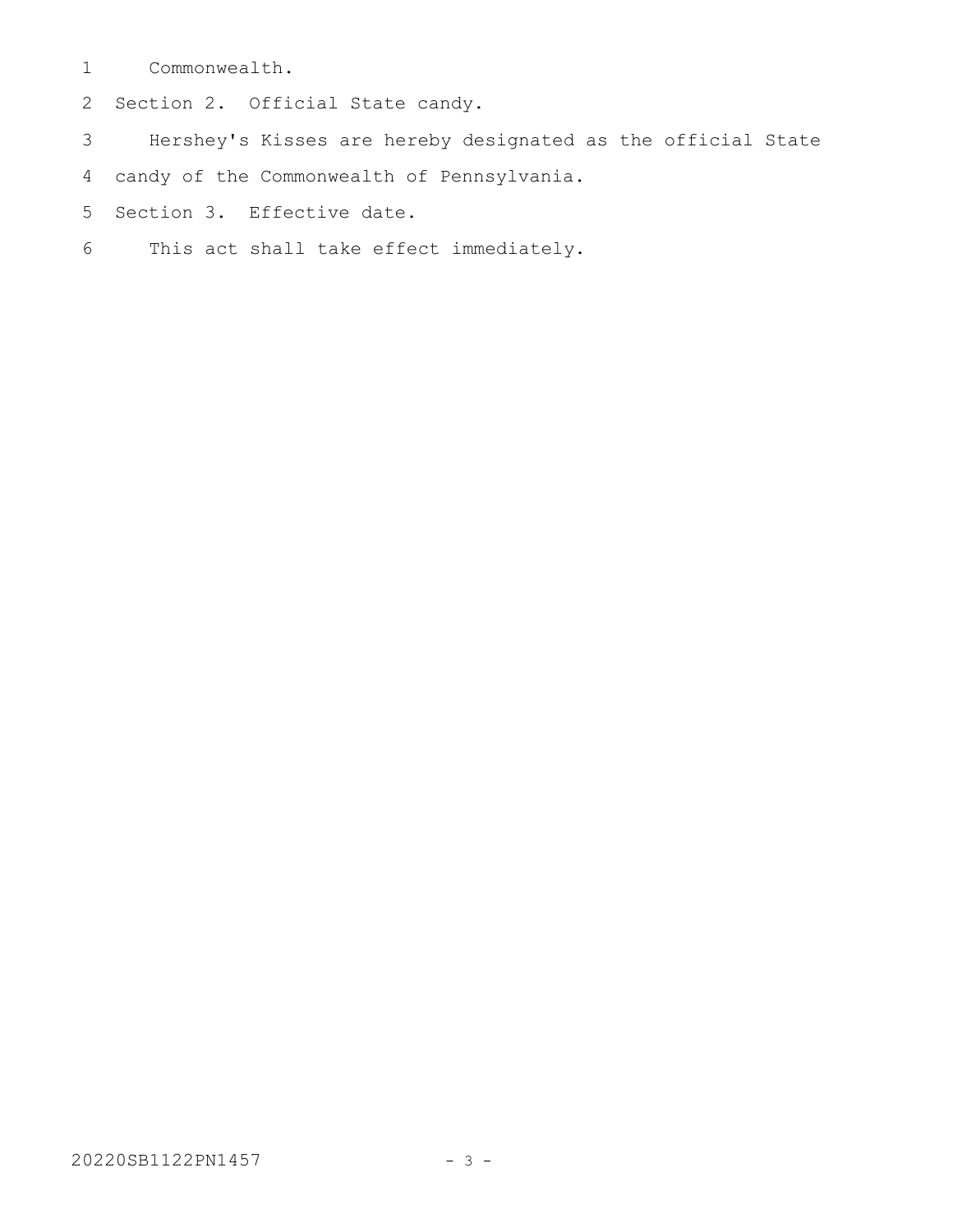Commonwealth.

Section 2. Official State candy.

Hershey's Kisses are hereby designated as the official State candy of the Commonwealth of Pennsylvania.

Section 3. Effective date.

This act shall take effect immediately.